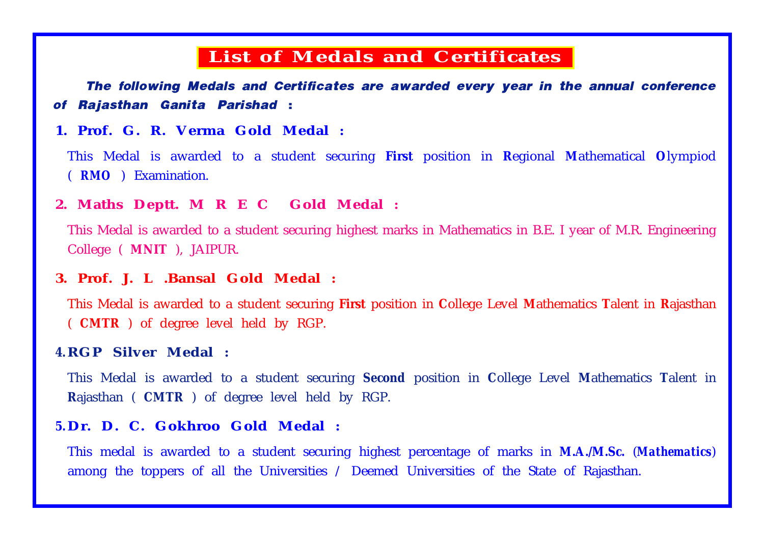# List of Medals and Certificates

***The following Medals and Certificates are awarded every year in the annual conference of Rajasthan Ganita Parishad :***

### 1. Prof. G. R. Verma Gold Medal :

This Medal is awarded to a student securing **First** position in **R**egional **M**athematical **O**lympiod ( **RMO** ) Examination.

### 2. Maths Deptt. M R E C Gold Medal :

This Medal is awarded to a student securing highest marks in Mathematics in B.E. I year of M.R. Engineering College ( **MNIT** ), JAIPUR.

### 3. Prof. J. L .Bansal Gold Medal :

This Medal is awarded to a student securing **First** position in **C**ollege Level **M**athematics **T**alent in **R**ajasthan ( **CMTR** ) of degree level held by RGP.

### 4. RGP Silver Medal :

This Medal is awarded to a student securing **Second** position in **C**ollege Level **M**athematics **T**alent in **R**ajasthan ( **CMTR** ) of degree level held by RGP.

### 5. Dr. D. C. Gokhroo Gold Medal :

This medal is awarded to a student securing highest percentage of marks in **M.A./M.Sc.** (***Mathematics***) among the toppers of all the Universities / Deemed Universities of the State of Rajasthan.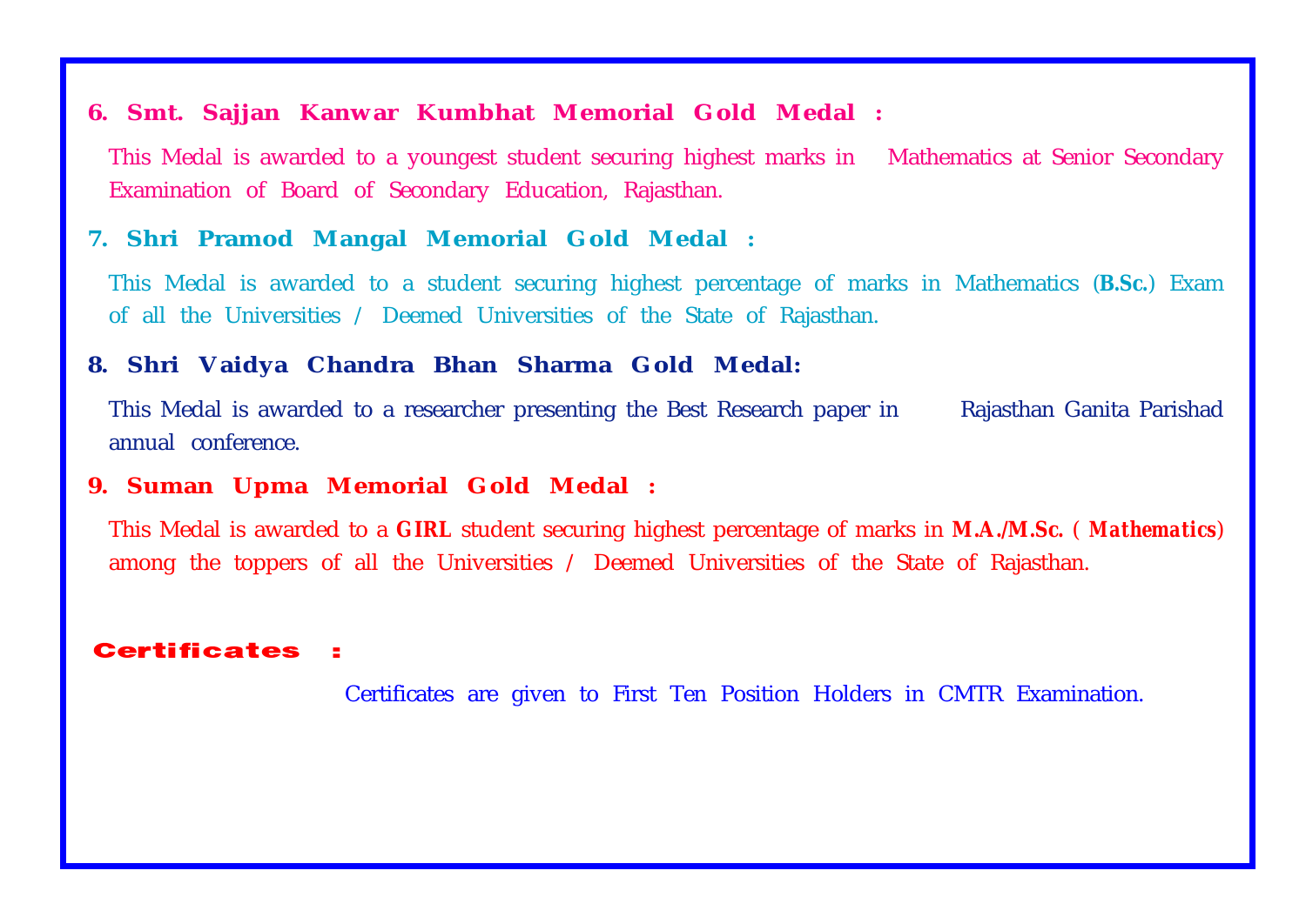**6. Smt. Sajjan Kanwar Kumbhat Memorial Gold Medal :**

This Medal is awarded to a youngest student securing highest marks in Mathematics at Senior Secondary Examination of Board of Secondary Education, Rajasthan.

**7. Shri Pramod Mangal Memorial Gold Medal :**

This Medal is awarded to a student securing highest percentage of marks in Mathematics (**B.Sc.**) Exam of all the Universities / Deemed Universities of the State of Rajasthan.

**8. Shri Vaidya Chandra Bhan Sharma Gold Medal:**

This Medal is awarded to a researcher presenting the Best Research paper in Rajasthan Ganita Parishad annual conference.

**9. Suman Upma Memorial Gold Medal :**

This Medal is awarded to a **GIRL** student securing highest percentage of marks in **M.A./M.Sc.** ( ***Mathematics***) among the toppers of all the Universities / Deemed Universities of the State of Rajasthan.

**Certificates :**

Certificates are given to First Ten Position Holders in CMTR Examination.